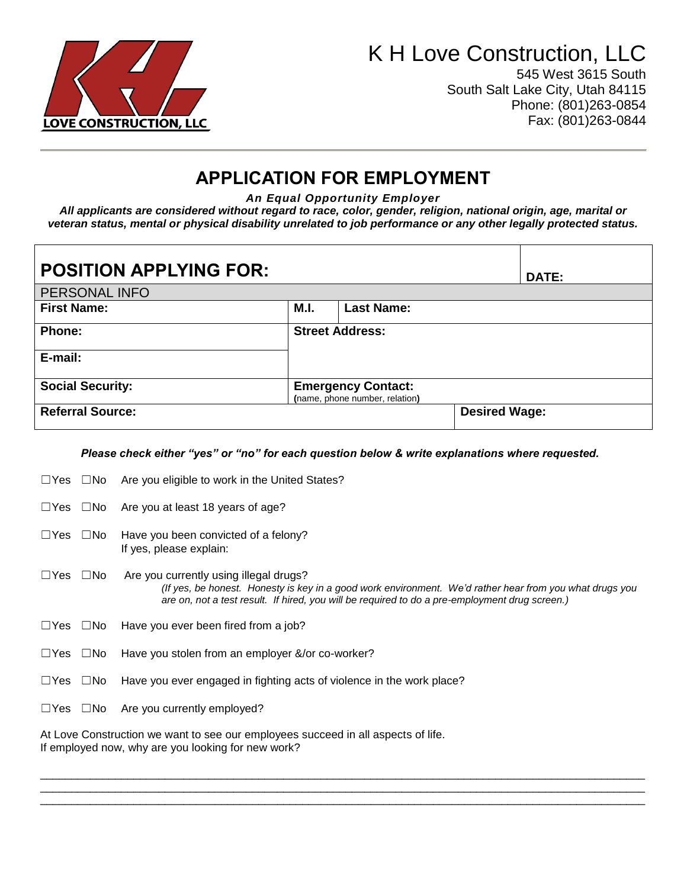# K H Love Construction, LLC

545 West 3615 South
South Salt Lake City, Utah 84115
Phone: (801)263-0854
Fax: (801)263-0844

## APPLICATION FOR EMPLOYMENT

***An Equal Opportunity Employer***

***All applicants are considered without regard to race, color, gender, religion, national origin, age, marital or veteran status, mental or physical disability unrelated to job performance or any other legally protected status.***

| **POSITION APPLYING FOR:** | | | **DATE:** |
|---|---|---|---|
| PERSONAL INFO | | | |
| **First Name:** | **M.I.** | **Last Name:** | |
| **Phone:** | **Street Address:** | | |
| **E-mail:** | | | |
| **Social Security:** | **Emergency Contact:** (name, phone number, relation) | | |
| **Referral Source:** | | **Desired Wage:** | |

***Please check either "yes" or "no" for each question below & write explanations where requested.***

☐Yes ☐No Are you eligible to work in the United States?

☐Yes ☐No Are you at least 18 years of age?

☐Yes ☐No Have you been convicted of a felony?
If yes, please explain:

☐Yes ☐No Are you currently using illegal drugs?
*(If yes, be honest. Honesty is key in a good work environment. We'd rather hear from you what drugs you are on, not a test result. If hired, you will be required to do a pre-employment drug screen.)*

☐Yes ☐No Have you ever been fired from a job?

☐Yes ☐No Have you stolen from an employer &/or co-worker?

☐Yes ☐No Have you ever engaged in fighting acts of violence in the work place?

☐Yes ☐No Are you currently employed?

At Love Construction we want to see our employees succeed in all aspects of life.
If employed now, why are you looking for new work?

_______________________________________________________________________________
_______________________________________________________________________________
_______________________________________________________________________________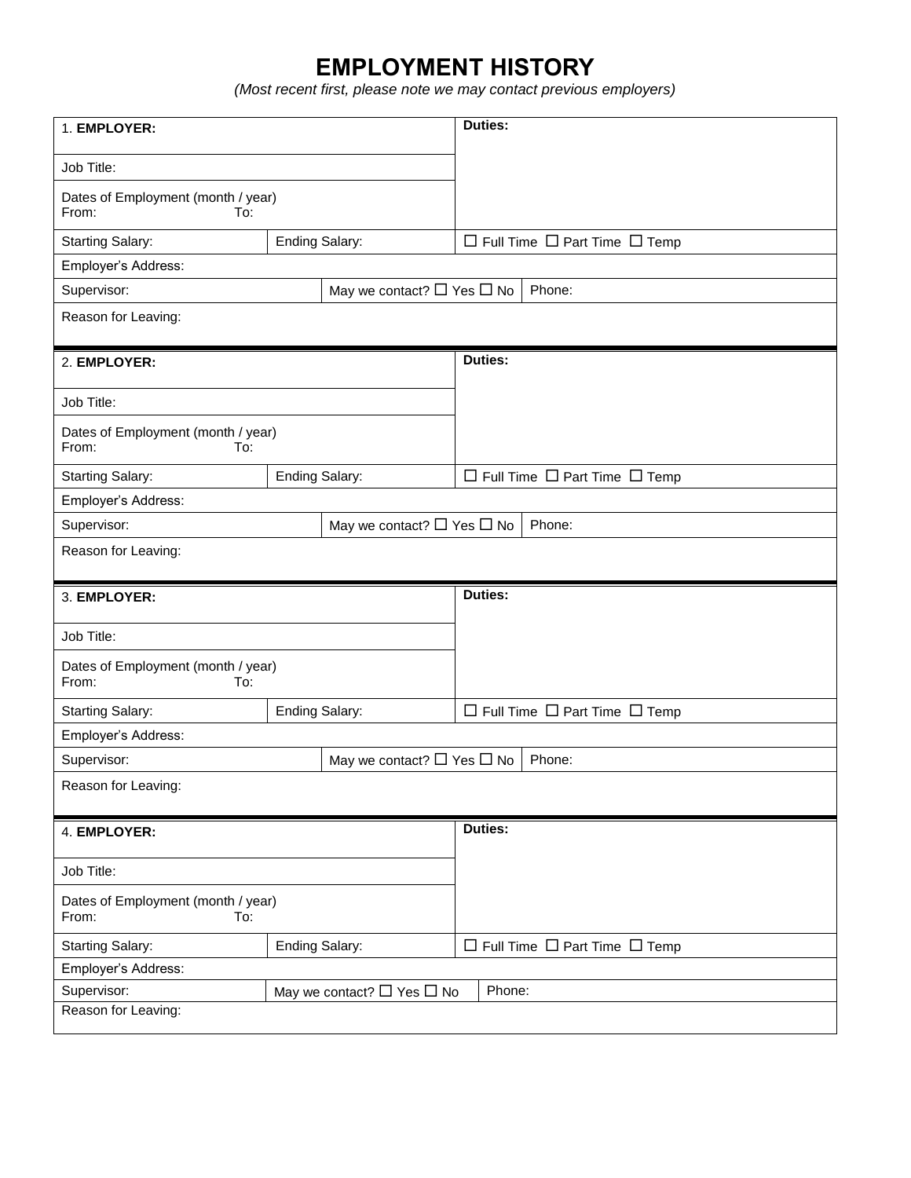# EMPLOYMENT HISTORY

*(Most recent first, please note we may contact previous employers)*

| 1. **EMPLOYER:** | | | **Duties:** |
|---|---|---|---|
| Job Title: | | | |
| Dates of Employment (month / year)<br>From: To: | | | |
| Starting Salary: | Ending Salary: | | ☐ Full Time ☐ Part Time ☐ Temp |
| Employer's Address: | | | |
| Supervisor: | May we contact? ☐ Yes ☐ No | | Phone: |
| Reason for Leaving: | | | |

| 2. **EMPLOYER:** | | | **Duties:** |
|---|---|---|---|
| Job Title: | | | |
| Dates of Employment (month / year)<br>From: To: | | | |
| Starting Salary: | Ending Salary: | | ☐ Full Time ☐ Part Time ☐ Temp |
| Employer's Address: | | | |
| Supervisor: | May we contact? ☐ Yes ☐ No | | Phone: |
| Reason for Leaving: | | | |

| 3. **EMPLOYER:** | | | **Duties:** |
|---|---|---|---|
| Job Title: | | | |
| Dates of Employment (month / year)<br>From: To: | | | |
| Starting Salary: | Ending Salary: | | ☐ Full Time ☐ Part Time ☐ Temp |
| Employer's Address: | | | |
| Supervisor: | May we contact? ☐ Yes ☐ No | | Phone: |
| Reason for Leaving: | | | |

| 4. **EMPLOYER:** | | | **Duties:** |
|---|---|---|---|
| Job Title: | | | |
| Dates of Employment (month / year)<br>From: To: | | | |
| Starting Salary: | Ending Salary: | | ☐ Full Time ☐ Part Time ☐ Temp |
| Employer's Address: | | | |
| Supervisor: | May we contact? ☐ Yes ☐ No | | Phone: |
| Reason for Leaving: | | | |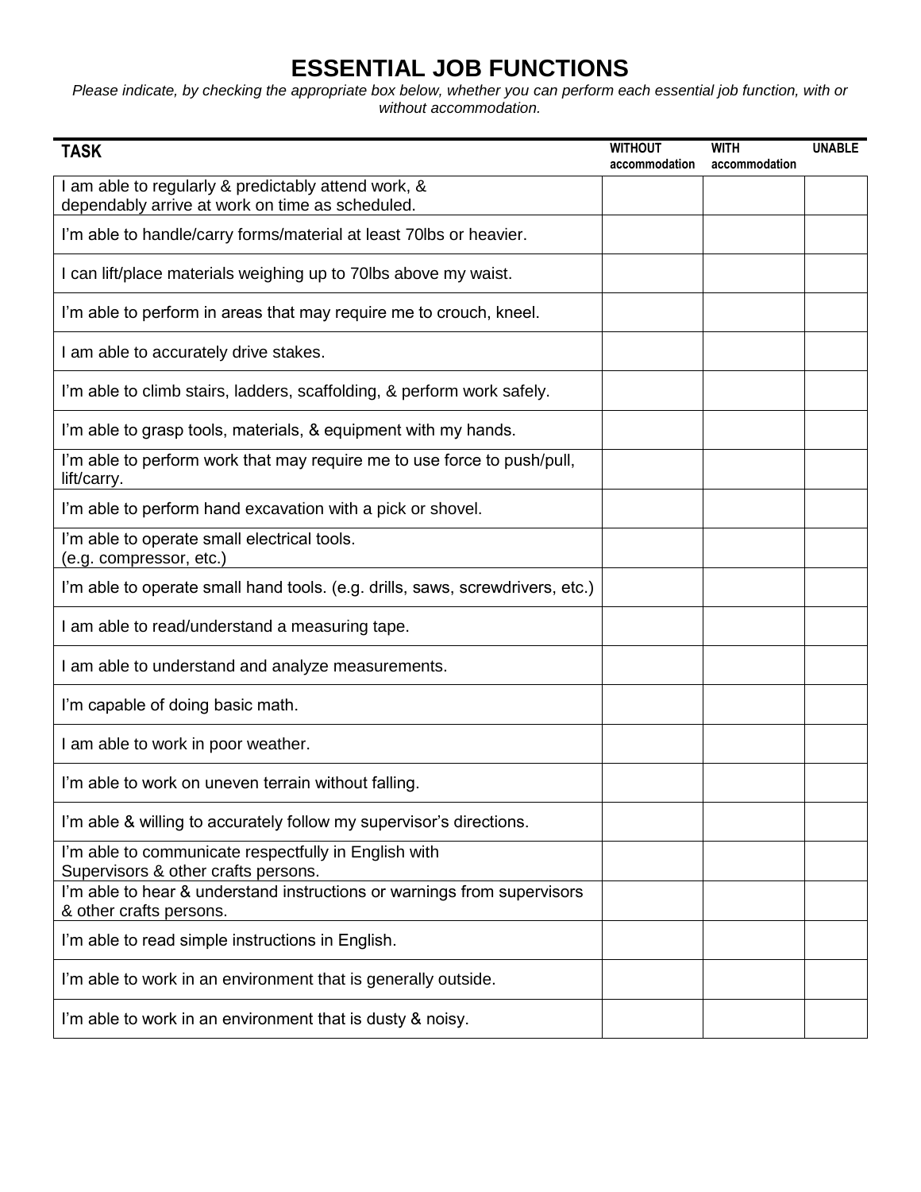# ESSENTIAL JOB FUNCTIONS

*Please indicate, by checking the appropriate box below, whether you can perform each essential job function, with or without accommodation.*

| TASK | WITHOUT accommodation | WITH accommodation | UNABLE |
|---|---|---|---|
| I am able to regularly & predictably attend work, & dependably arrive at work on time as scheduled. | | | |
| I'm able to handle/carry forms/material at least 70lbs or heavier. | | | |
| I can lift/place materials weighing up to 70lbs above my waist. | | | |
| I'm able to perform in areas that may require me to crouch, kneel. | | | |
| I am able to accurately drive stakes. | | | |
| I'm able to climb stairs, ladders, scaffolding, & perform work safely. | | | |
| I'm able to grasp tools, materials, & equipment with my hands. | | | |
| I'm able to perform work that may require me to use force to push/pull, lift/carry. | | | |
| I'm able to perform hand excavation with a pick or shovel. | | | |
| I'm able to operate small electrical tools. (e.g. compressor, etc.) | | | |
| I'm able to operate small hand tools. (e.g. drills, saws, screwdrivers, etc.) | | | |
| I am able to read/understand a measuring tape. | | | |
| I am able to understand and analyze measurements. | | | |
| I'm capable of doing basic math. | | | |
| I am able to work in poor weather. | | | |
| I'm able to work on uneven terrain without falling. | | | |
| I'm able & willing to accurately follow my supervisor's directions. | | | |
| I'm able to communicate respectfully in English with Supervisors & other crafts persons. | | | |
| I'm able to hear & understand instructions or warnings from supervisors & other crafts persons. | | | |
| I'm able to read simple instructions in English. | | | |
| I'm able to work in an environment that is generally outside. | | | |
| I'm able to work in an environment that is dusty & noisy. | | | |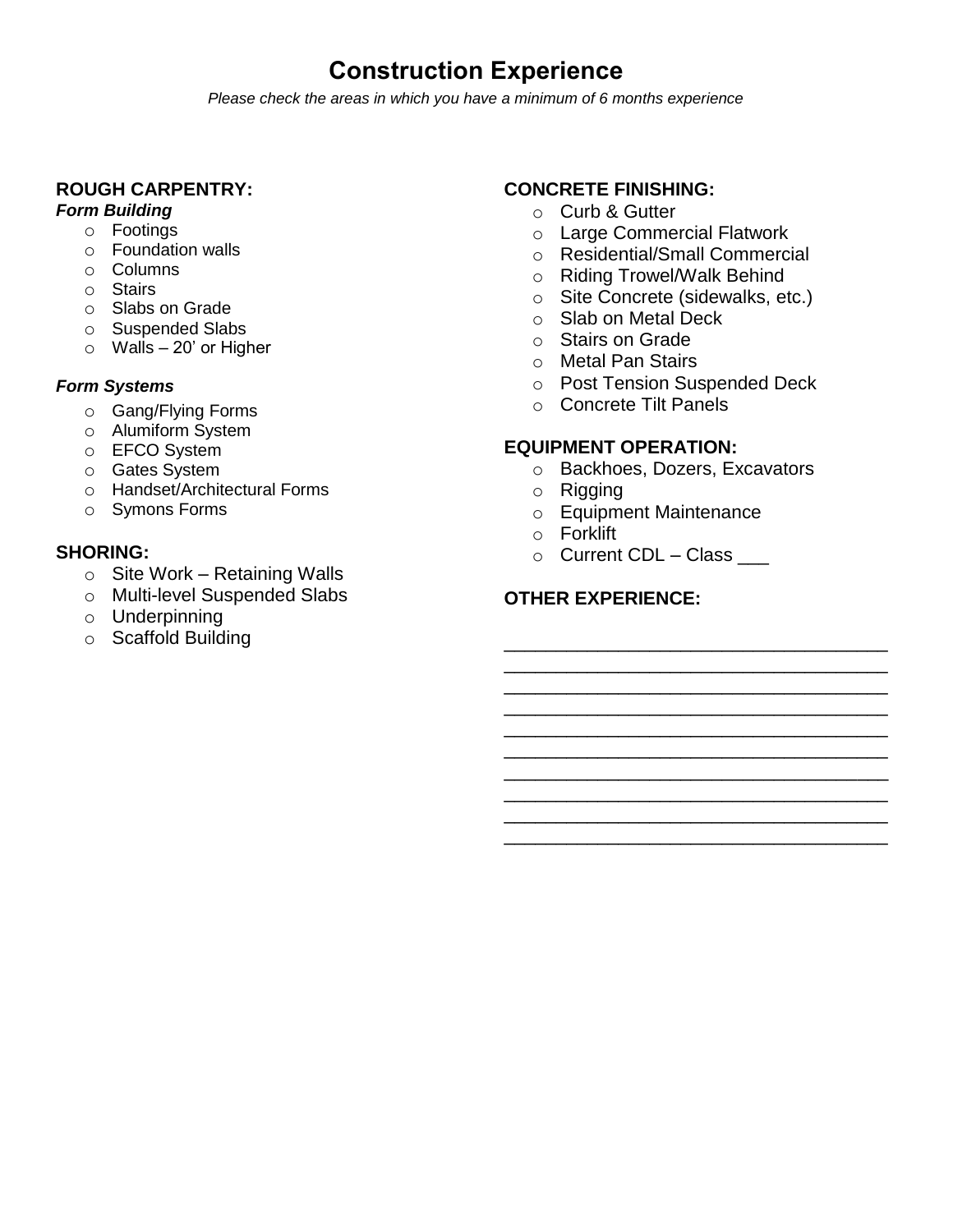# Construction Experience

*Please check the areas in which you have a minimum of 6 months experience*

### ROUGH CARPENTRY:

***Form Building***

- Footings
- Foundation walls
- Columns
- Stairs
- Slabs on Grade
- Suspended Slabs
- Walls – 20' or Higher

***Form Systems***

- Gang/Flying Forms
- Alumiform System
- EFCO System
- Gates System
- Handset/Architectural Forms
- Symons Forms

### SHORING:

- Site Work – Retaining Walls
- Multi-level Suspended Slabs
- Underpinning
- Scaffold Building

### CONCRETE FINISHING:

- Curb & Gutter
- Large Commercial Flatwork
- Residential/Small Commercial
- Riding Trowel/Walk Behind
- Site Concrete (sidewalks, etc.)
- Slab on Metal Deck
- Stairs on Grade
- Metal Pan Stairs
- Post Tension Suspended Deck
- Concrete Tilt Panels

### EQUIPMENT OPERATION:

- Backhoes, Dozers, Excavators
- Rigging
- Equipment Maintenance
- Forklift
- Current CDL – Class ___

### OTHER EXPERIENCE:

____________________________________
____________________________________
____________________________________
____________________________________
____________________________________
____________________________________
____________________________________
____________________________________
____________________________________
____________________________________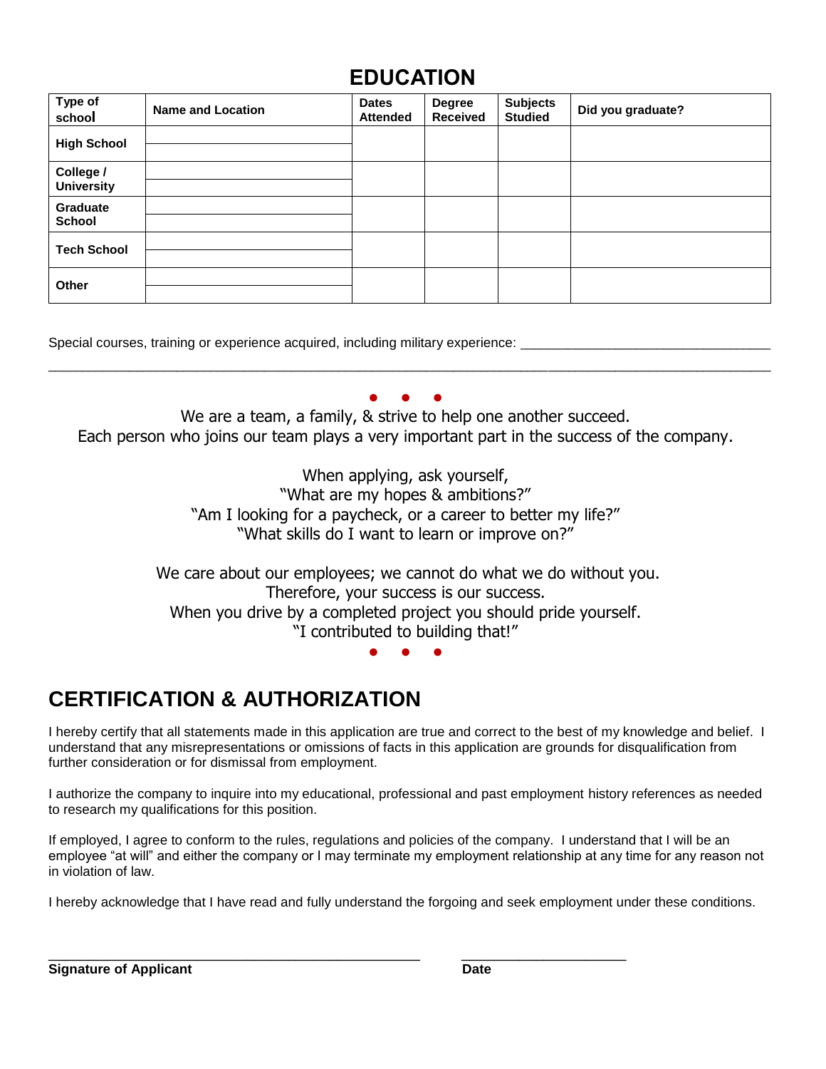# EDUCATION

| Type of school | Name and Location | Dates Attended | Degree Received | Subjects Studied | Did you graduate? |
|---|---|---|---|---|---|
| High School | | | | | |
| College / University | | | | | |
| Graduate School | | | | | |
| Tech School | | | | | |
| Other | | | | | |

Special courses, training or experience acquired, including military experience: ___________________________________

_____________________________________________________________________________________________

• • •

We are a team, a family, & strive to help one another succeed.
Each person who joins our team plays a very important part in the success of the company.

When applying, ask yourself,
"What are my hopes & ambitions?"
"Am I looking for a paycheck, or a career to better my life?"
"What skills do I want to learn or improve on?"

We care about our employees; we cannot do what we do without you.
Therefore, your success is our success.
When you drive by a completed project you should pride yourself.
"I contributed to building that!"

• • •

# CERTIFICATION & AUTHORIZATION

I hereby certify that all statements made in this application are true and correct to the best of my knowledge and belief. I understand that any misrepresentations or omissions of facts in this application are grounds for disqualification from further consideration or for dismissal from employment.

I authorize the company to inquire into my educational, professional and past employment history references as needed to research my qualifications for this position.

If employed, I agree to conform to the rules, regulations and policies of the company. I understand that I will be an employee "at will" and either the company or I may terminate my employment relationship at any time for any reason not in violation of law.

I hereby acknowledge that I have read and fully understand the forgoing and seek employment under these conditions.

_________________________________________________ _____________________

**Signature of Applicant** **Date**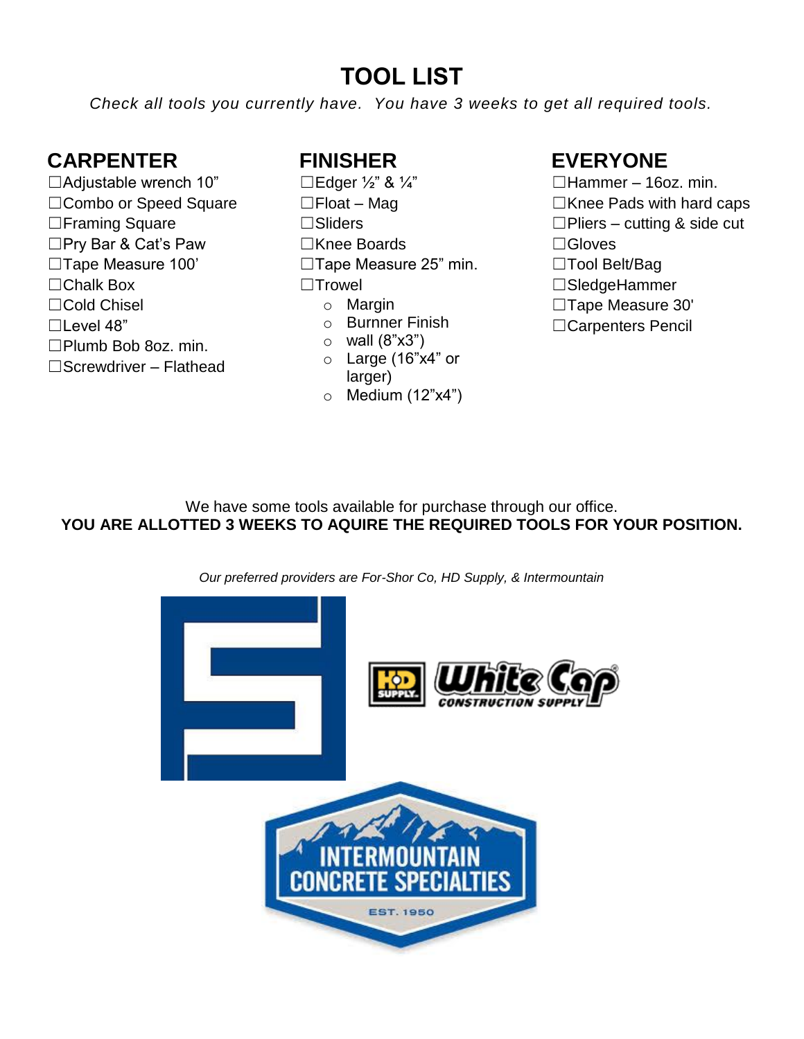# TOOL LIST

*Check all tools you currently have. You have 3 weeks to get all required tools.*

## CARPENTER

- ☐Adjustable wrench 10"
- ☐Combo or Speed Square
- ☐Framing Square
- ☐Pry Bar & Cat's Paw
- ☐Tape Measure 100'
- ☐Chalk Box
- ☐Cold Chisel
- ☐Level 48"
- ☐Plumb Bob 8oz. min.
- ☐Screwdriver – Flathead

## FINISHER

- ☐Edger ½" & ¼"
- ☐Float – Mag
- ☐Sliders
- ☐Knee Boards
- ☐Tape Measure 25" min.
- ☐Trowel
  - Margin
  - Burnner Finish
  - wall (8"x3")
  - Large (16"x4" or larger)
  - Medium (12"x4")

## EVERYONE

- ☐Hammer – 16oz. min.
- ☐Knee Pads with hard caps
- ☐Pliers – cutting & side cut
- ☐Gloves
- ☐Tool Belt/Bag
- ☐SledgeHammer
- ☐Tape Measure 30'
- ☐Carpenters Pencil

We have some tools available for purchase through our office.

**YOU ARE ALLOTTED 3 WEEKS TO AQUIRE THE REQUIRED TOOLS FOR YOUR POSITION.**

*Our preferred providers are For-Shor Co, HD Supply, & Intermountain*

HD SUPPLY. White Cap CONSTRUCTION SUPPLY

INTERMOUNTAIN CONCRETE SPECIALTIES EST. 1950